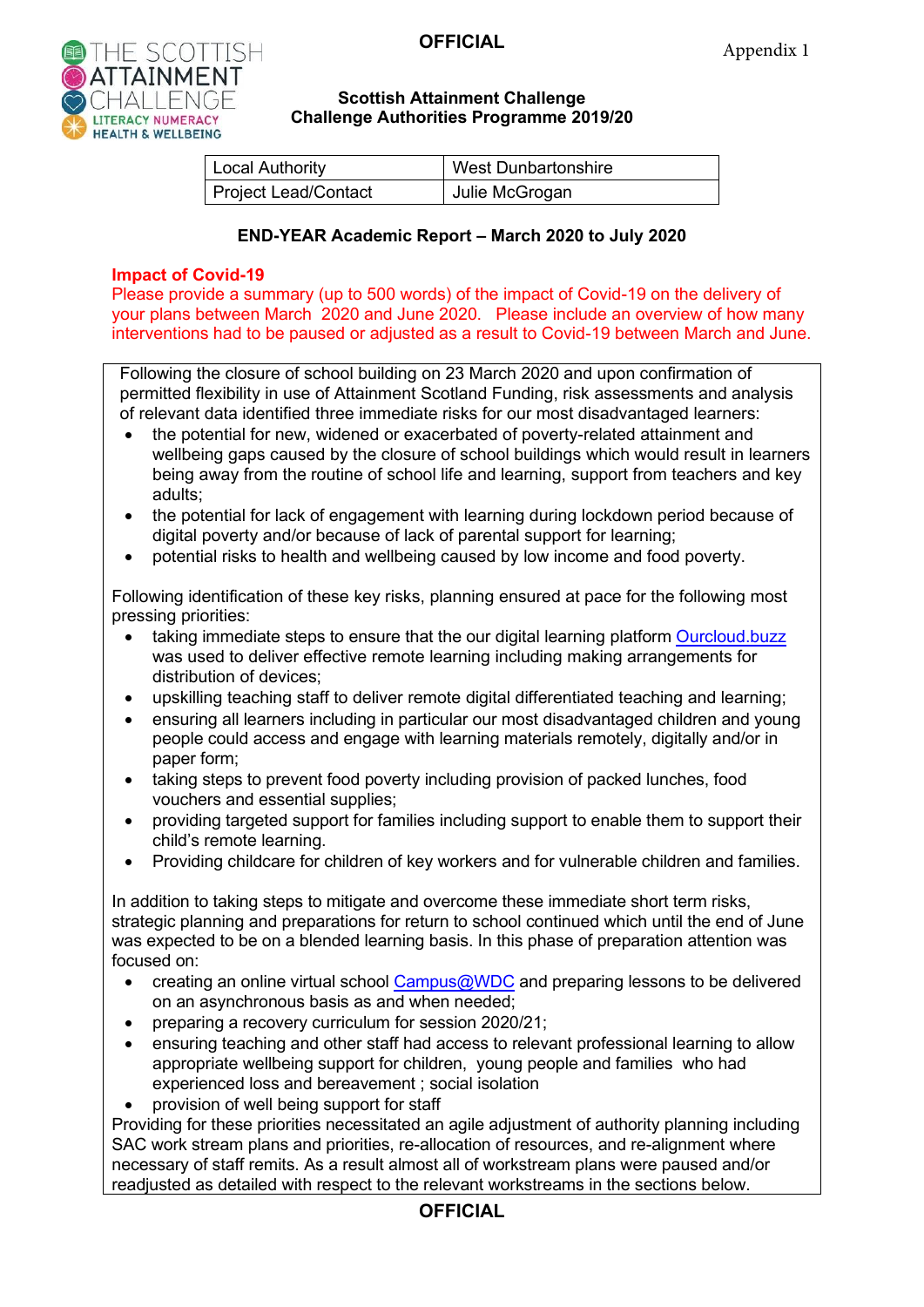Appendix 1

**Scottish Attainment Challenge**
**Challenge Authorities Programme 2019/20**

| Local Authority | West Dunbartonshire |
|---|---|
| Project Lead/Contact | Julie McGrogan |

**END-YEAR Academic Report – March 2020 to July 2020**

**Impact of Covid-19**

Please provide a summary (up to 500 words) of the impact of Covid-19 on the delivery of your plans between March 2020 and June 2020. Please include an overview of how many interventions had to be paused or adjusted as a result to Covid-19 between March and June.

Following the closure of school building on 23 March 2020 and upon confirmation of permitted flexibility in use of Attainment Scotland Funding, risk assessments and analysis of relevant data identified three immediate risks for our most disadvantaged learners:

- the potential for new, widened or exacerbated of poverty-related attainment and wellbeing gaps caused by the closure of school buildings which would result in learners being away from the routine of school life and learning, support from teachers and key adults;
- the potential for lack of engagement with learning during lockdown period because of digital poverty and/or because of lack of parental support for learning;
- potential risks to health and wellbeing caused by low income and food poverty.

Following identification of these key risks, planning ensured at pace for the following most pressing priorities:

- taking immediate steps to ensure that the our digital learning platform Ourcloud.buzz was used to deliver effective remote learning including making arrangements for distribution of devices;
- upskilling teaching staff to deliver remote digital differentiated teaching and learning;
- ensuring all learners including in particular our most disadvantaged children and young people could access and engage with learning materials remotely, digitally and/or in paper form;
- taking steps to prevent food poverty including provision of packed lunches, food vouchers and essential supplies;
- providing targeted support for families including support to enable them to support their child's remote learning.
- Providing childcare for children of key workers and for vulnerable children and families.

In addition to taking steps to mitigate and overcome these immediate short term risks, strategic planning and preparations for return to school continued which until the end of June was expected to be on a blended learning basis. In this phase of preparation attention was focused on:

- creating an online virtual school Campus@WDC and preparing lessons to be delivered on an asynchronous basis as and when needed;
- preparing a recovery curriculum for session 2020/21;
- ensuring teaching and other staff had access to relevant professional learning to allow appropriate wellbeing support for children, young people and families who had experienced loss and bereavement ; social isolation
- provision of well being support for staff

Providing for these priorities necessitated an agile adjustment of authority planning including SAC work stream plans and priorities, re-allocation of resources, and re-alignment where necessary of staff remits. As a result almost all of workstream plans were paused and/or readjusted as detailed with respect to the relevant workstreams in the sections below.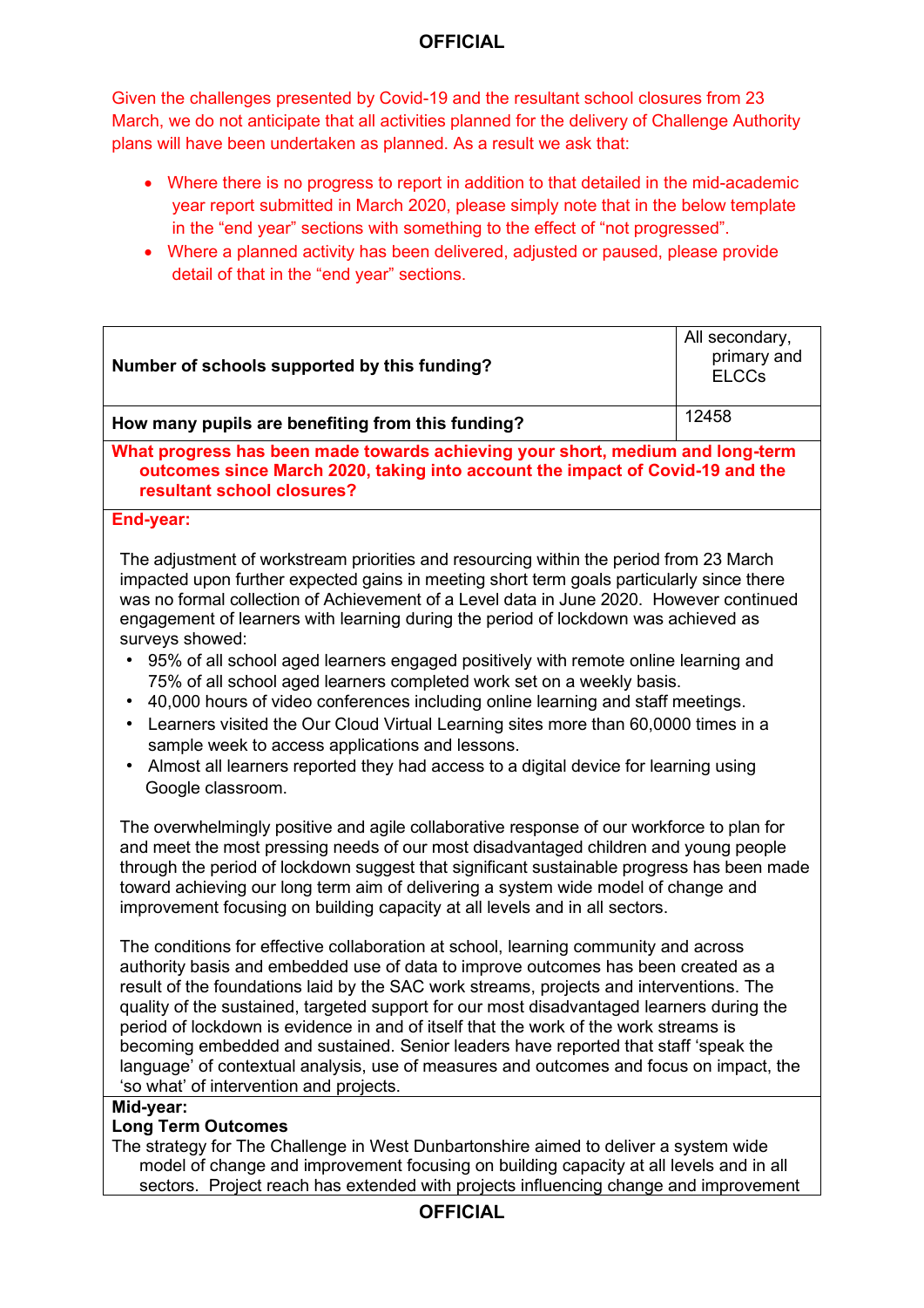Given the challenges presented by Covid-19 and the resultant school closures from 23 March, we do not anticipate that all activities planned for the delivery of Challenge Authority plans will have been undertaken as planned. As a result we ask that:

- Where there is no progress to report in addition to that detailed in the mid-academic year report submitted in March 2020, please simply note that in the below template in the "end year" sections with something to the effect of "not progressed".
- Where a planned activity has been delivered, adjusted or paused, please provide detail of that in the "end year" sections.

| **Number of schools supported by this funding?** | All secondary, primary and ELCCs |
|---|---|
| **How many pupils are benefiting from this funding?** | 12458 |

**What progress has been made towards achieving your short, medium and long-term outcomes since March 2020, taking into account the impact of Covid-19 and the resultant school closures?**

**End-year:**

The adjustment of workstream priorities and resourcing within the period from 23 March impacted upon further expected gains in meeting short term goals particularly since there was no formal collection of Achievement of a Level data in June 2020. However continued engagement of learners with learning during the period of lockdown was achieved as surveys showed:

- 95% of all school aged learners engaged positively with remote online learning and 75% of all school aged learners completed work set on a weekly basis.
- 40,000 hours of video conferences including online learning and staff meetings.
- Learners visited the Our Cloud Virtual Learning sites more than 60,0000 times in a sample week to access applications and lessons.
- Almost all learners reported they had access to a digital device for learning using Google classroom.

The overwhelmingly positive and agile collaborative response of our workforce to plan for and meet the most pressing needs of our most disadvantaged children and young people through the period of lockdown suggest that significant sustainable progress has been made toward achieving our long term aim of delivering a system wide model of change and improvement focusing on building capacity at all levels and in all sectors.

The conditions for effective collaboration at school, learning community and across authority basis and embedded use of data to improve outcomes has been created as a result of the foundations laid by the SAC work streams, projects and interventions. The quality of the sustained, targeted support for our most disadvantaged learners during the period of lockdown is evidence in and of itself that the work of the work streams is becoming embedded and sustained. Senior leaders have reported that staff 'speak the language' of contextual analysis, use of measures and outcomes and focus on impact, the 'so what' of intervention and projects.

**Mid-year:**

**Long Term Outcomes**

The strategy for The Challenge in West Dunbartonshire aimed to deliver a system wide model of change and improvement focusing on building capacity at all levels and in all sectors. Project reach has extended with projects influencing change and improvement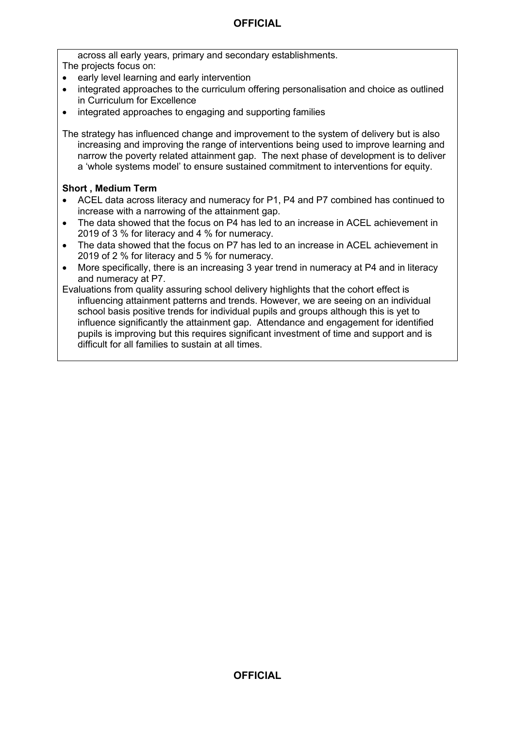across all early years, primary and secondary establishments.

The projects focus on:

- early level learning and early intervention
- integrated approaches to the curriculum offering personalisation and choice as outlined in Curriculum for Excellence
- integrated approaches to engaging and supporting families

The strategy has influenced change and improvement to the system of delivery but is also increasing and improving the range of interventions being used to improve learning and narrow the poverty related attainment gap. The next phase of development is to deliver a 'whole systems model' to ensure sustained commitment to interventions for equity.

**Short , Medium Term**

- ACEL data across literacy and numeracy for P1, P4 and P7 combined has continued to increase with a narrowing of the attainment gap.
- The data showed that the focus on P4 has led to an increase in ACEL achievement in 2019 of 3 % for literacy and 4 % for numeracy.
- The data showed that the focus on P7 has led to an increase in ACEL achievement in 2019 of 2 % for literacy and 5 % for numeracy.
- More specifically, there is an increasing 3 year trend in numeracy at P4 and in literacy and numeracy at P7.

Evaluations from quality assuring school delivery highlights that the cohort effect is influencing attainment patterns and trends. However, we are seeing on an individual school basis positive trends for individual pupils and groups although this is yet to influence significantly the attainment gap. Attendance and engagement for identified pupils is improving but this requires significant investment of time and support and is difficult for all families to sustain at all times.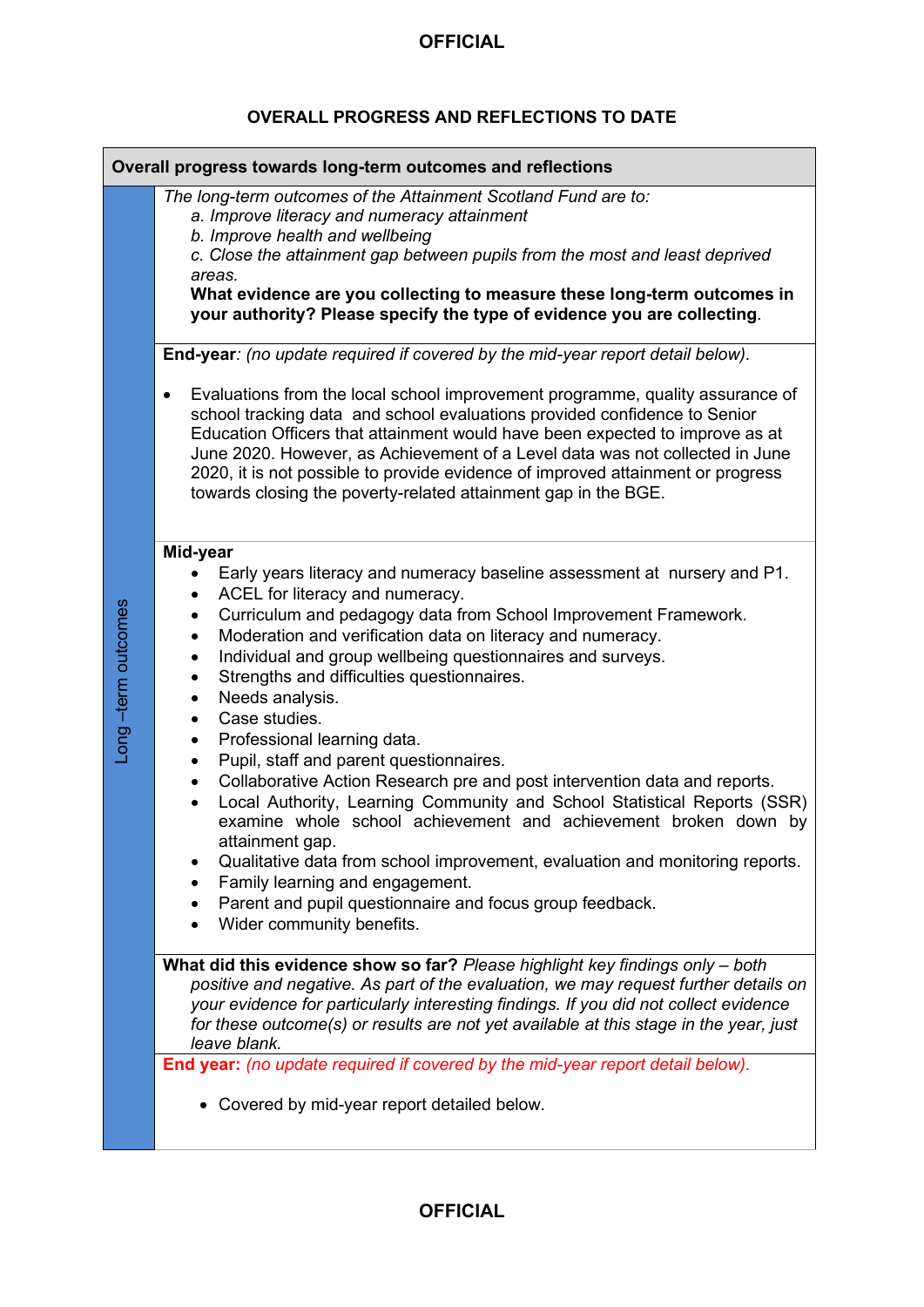## OVERALL PROGRESS AND REFLECTIONS TO DATE

| Overall progress towards long-term outcomes and reflections | |
|---|---|
| Long –term outcomes | *The long-term outcomes of the Attainment Scotland Fund are to:*<br>*a. Improve literacy and numeracy attainment*<br>*b. Improve health and wellbeing*<br>*c. Close the attainment gap between pupils from the most and least deprived areas.*<br>**What evidence are you collecting to measure these long-term outcomes in your authority? Please specify the type of evidence you are collecting**. |
| | **End-year**: *(no update required if covered by the mid-year report detail below)*.<br><br>• Evaluations from the local school improvement programme, quality assurance of school tracking data and school evaluations provided confidence to Senior Education Officers that attainment would have been expected to improve as at June 2020. However, as Achievement of a Level data was not collected in June 2020, it is not possible to provide evidence of improved attainment or progress towards closing the poverty-related attainment gap in the BGE. |
| | **Mid-year**<br>• Early years literacy and numeracy baseline assessment at nursery and P1.<br>• ACEL for literacy and numeracy.<br>• Curriculum and pedagogy data from School Improvement Framework.<br>• Moderation and verification data on literacy and numeracy.<br>• Individual and group wellbeing questionnaires and surveys.<br>• Strengths and difficulties questionnaires.<br>• Needs analysis.<br>• Case studies.<br>• Professional learning data.<br>• Pupil, staff and parent questionnaires.<br>• Collaborative Action Research pre and post intervention data and reports.<br>• Local Authority, Learning Community and School Statistical Reports (SSR) examine whole school achievement and achievement broken down by attainment gap.<br>• Qualitative data from school improvement, evaluation and monitoring reports.<br>• Family learning and engagement.<br>• Parent and pupil questionnaire and focus group feedback.<br>• Wider community benefits. |
| | **What did this evidence show so far?** *Please highlight key findings only – both positive and negative. As part of the evaluation, we may request further details on your evidence for particularly interesting findings. If you did not collect evidence for these outcome(s) or results are not yet available at this stage in the year, just leave blank.* |
| | **End year:** *(no update required if covered by the mid-year report detail below).*<br><br>• Covered by mid-year report detailed below. |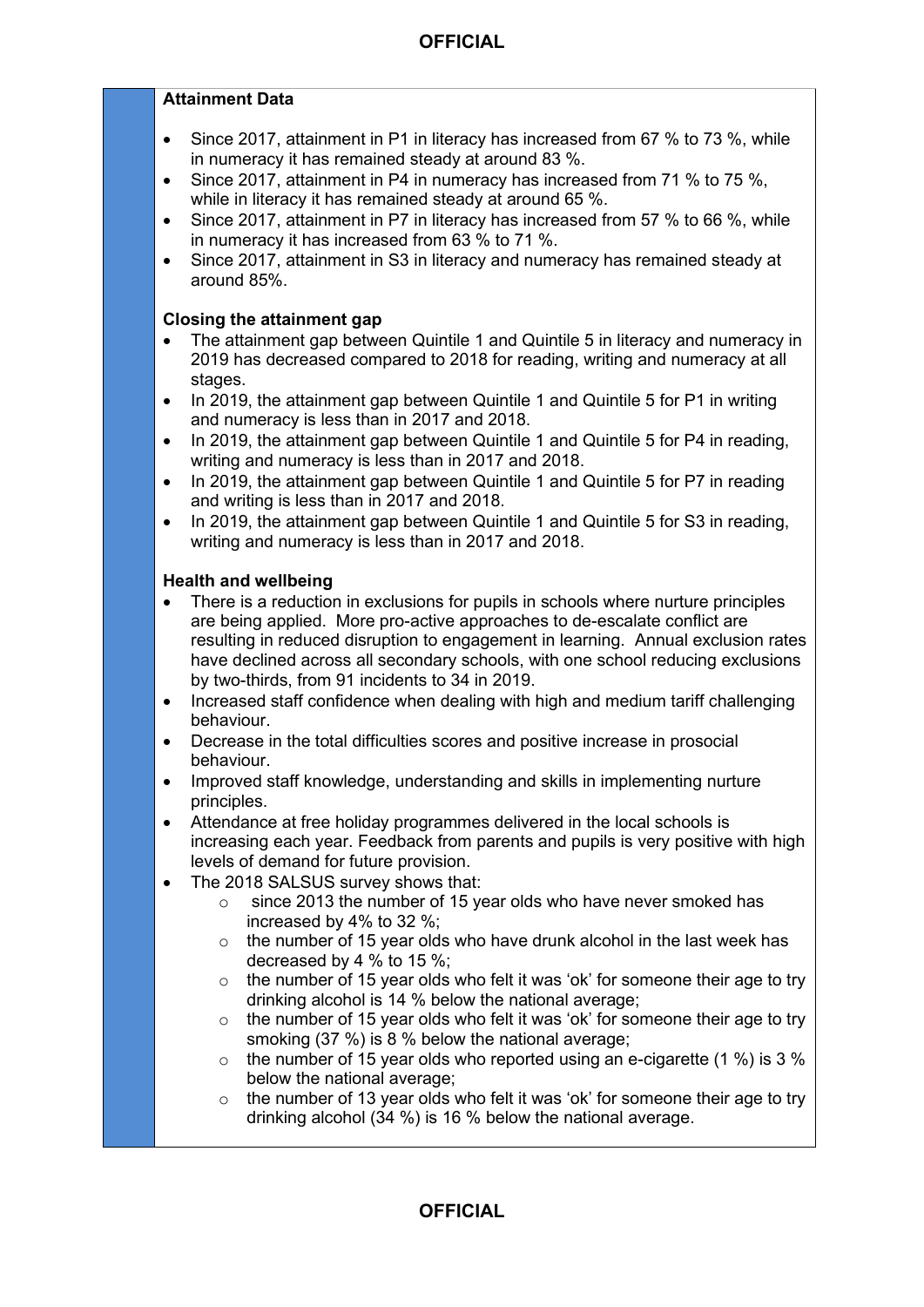**Attainment Data**

- Since 2017, attainment in P1 in literacy has increased from 67 % to 73 %, while in numeracy it has remained steady at around 83 %.
- Since 2017, attainment in P4 in numeracy has increased from 71 % to 75 %, while in literacy it has remained steady at around 65 %.
- Since 2017, attainment in P7 in literacy has increased from 57 % to 66 %, while in numeracy it has increased from 63 % to 71 %.
- Since 2017, attainment in S3 in literacy and numeracy has remained steady at around 85%.

**Closing the attainment gap**

- The attainment gap between Quintile 1 and Quintile 5 in literacy and numeracy in 2019 has decreased compared to 2018 for reading, writing and numeracy at all stages.
- In 2019, the attainment gap between Quintile 1 and Quintile 5 for P1 in writing and numeracy is less than in 2017 and 2018.
- In 2019, the attainment gap between Quintile 1 and Quintile 5 for P4 in reading, writing and numeracy is less than in 2017 and 2018.
- In 2019, the attainment gap between Quintile 1 and Quintile 5 for P7 in reading and writing is less than in 2017 and 2018.
- In 2019, the attainment gap between Quintile 1 and Quintile 5 for S3 in reading, writing and numeracy is less than in 2017 and 2018.

**Health and wellbeing**

- There is a reduction in exclusions for pupils in schools where nurture principles are being applied. More pro-active approaches to de-escalate conflict are resulting in reduced disruption to engagement in learning. Annual exclusion rates have declined across all secondary schools, with one school reducing exclusions by two-thirds, from 91 incidents to 34 in 2019.
- Increased staff confidence when dealing with high and medium tariff challenging behaviour.
- Decrease in the total difficulties scores and positive increase in prosocial behaviour.
- Improved staff knowledge, understanding and skills in implementing nurture principles.
- Attendance at free holiday programmes delivered in the local schools is increasing each year. Feedback from parents and pupils is very positive with high levels of demand for future provision.
- The 2018 SALSUS survey shows that:
  - since 2013 the number of 15 year olds who have never smoked has increased by 4% to 32 %;
  - the number of 15 year olds who have drunk alcohol in the last week has decreased by 4 % to 15 %;
  - the number of 15 year olds who felt it was 'ok' for someone their age to try drinking alcohol is 14 % below the national average;
  - the number of 15 year olds who felt it was 'ok' for someone their age to try smoking (37 %) is 8 % below the national average;
  - the number of 15 year olds who reported using an e-cigarette (1 %) is 3 % below the national average;
  - the number of 13 year olds who felt it was 'ok' for someone their age to try drinking alcohol (34 %) is 16 % below the national average.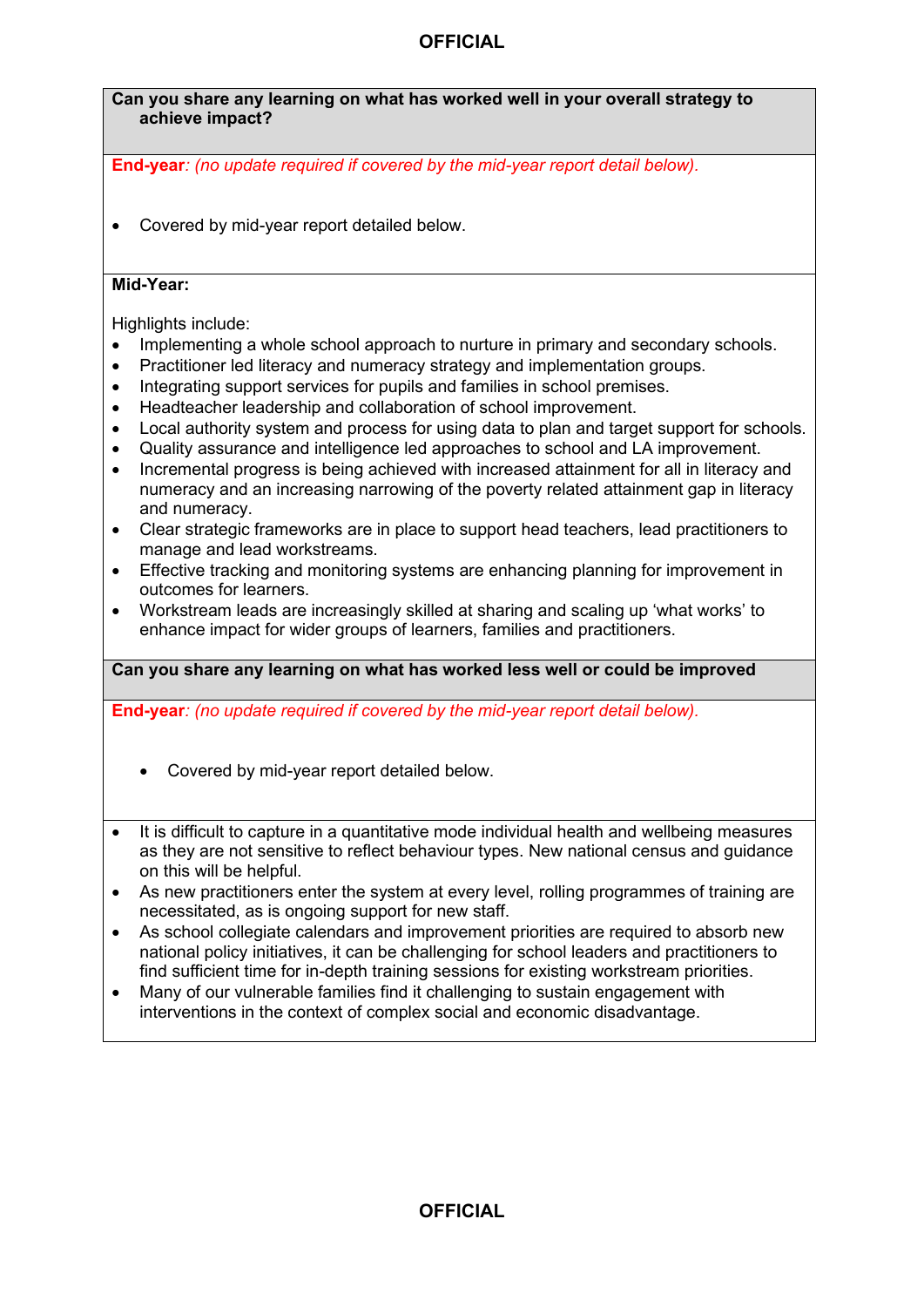**Can you share any learning on what has worked well in your overall strategy to achieve impact?**

**End-year**: *(no update required if covered by the mid-year report detail below).*

- Covered by mid-year report detailed below.

**Mid-Year:**

Highlights include:

- Implementing a whole school approach to nurture in primary and secondary schools.
- Practitioner led literacy and numeracy strategy and implementation groups.
- Integrating support services for pupils and families in school premises.
- Headteacher leadership and collaboration of school improvement.
- Local authority system and process for using data to plan and target support for schools.
- Quality assurance and intelligence led approaches to school and LA improvement.
- Incremental progress is being achieved with increased attainment for all in literacy and numeracy and an increasing narrowing of the poverty related attainment gap in literacy and numeracy.
- Clear strategic frameworks are in place to support head teachers, lead practitioners to manage and lead workstreams.
- Effective tracking and monitoring systems are enhancing planning for improvement in outcomes for learners.
- Workstream leads are increasingly skilled at sharing and scaling up 'what works' to enhance impact for wider groups of learners, families and practitioners.

**Can you share any learning on what has worked less well or could be improved**

**End-year**: *(no update required if covered by the mid-year report detail below).*

- Covered by mid-year report detailed below.

- It is difficult to capture in a quantitative mode individual health and wellbeing measures as they are not sensitive to reflect behaviour types. New national census and guidance on this will be helpful.
- As new practitioners enter the system at every level, rolling programmes of training are necessitated, as is ongoing support for new staff.
- As school collegiate calendars and improvement priorities are required to absorb new national policy initiatives, it can be challenging for school leaders and practitioners to find sufficient time for in-depth training sessions for existing workstream priorities.
- Many of our vulnerable families find it challenging to sustain engagement with interventions in the context of complex social and economic disadvantage.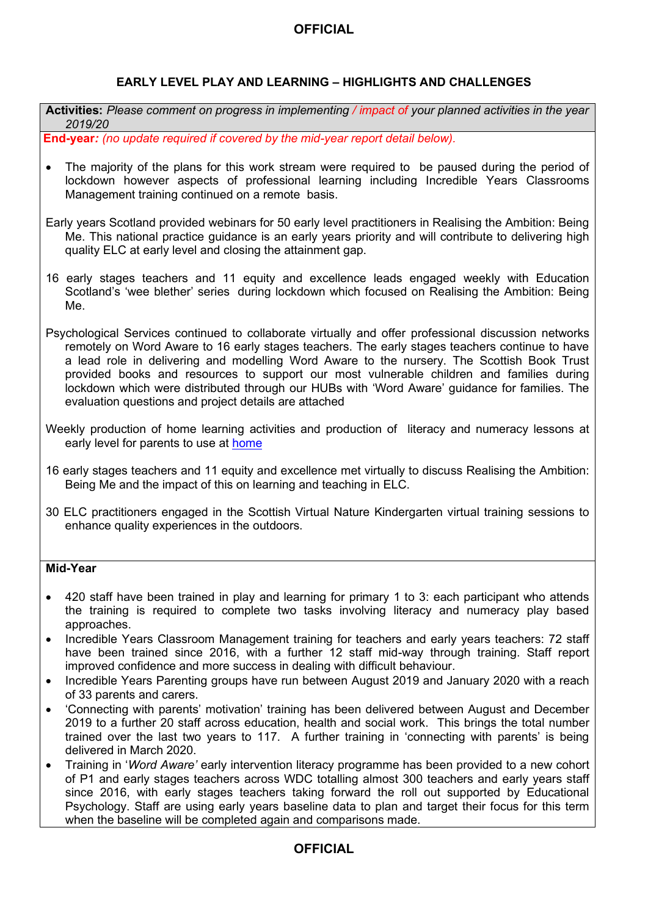## EARLY LEVEL PLAY AND LEARNING – HIGHLIGHTS AND CHALLENGES

**Activities:** *Please comment on progress in implementing / impact of your planned activities in the year 2019/20*

**End-year:** *(no update required if covered by the mid-year report detail below).*

- The majority of the plans for this work stream were required to be paused during the period of lockdown however aspects of professional learning including Incredible Years Classrooms Management training continued on a remote basis.

Early years Scotland provided webinars for 50 early level practitioners in Realising the Ambition: Being Me. This national practice guidance is an early years priority and will contribute to delivering high quality ELC at early level and closing the attainment gap.

16 early stages teachers and 11 equity and excellence leads engaged weekly with Education Scotland's 'wee blether' series during lockdown which focused on Realising the Ambition: Being Me.

Psychological Services continued to collaborate virtually and offer professional discussion networks remotely on Word Aware to 16 early stages teachers. The early stages teachers continue to have a lead role in delivering and modelling Word Aware to the nursery. The Scottish Book Trust provided books and resources to support our most vulnerable children and families during lockdown which were distributed through our HUBs with 'Word Aware' guidance for families. The evaluation questions and project details are attached

Weekly production of home learning activities and production of literacy and numeracy lessons at early level for parents to use at home

16 early stages teachers and 11 equity and excellence met virtually to discuss Realising the Ambition: Being Me and the impact of this on learning and teaching in ELC.

30 ELC practitioners engaged in the Scottish Virtual Nature Kindergarten virtual training sessions to enhance quality experiences in the outdoors.

**Mid-Year**

- 420 staff have been trained in play and learning for primary 1 to 3: each participant who attends the training is required to complete two tasks involving literacy and numeracy play based approaches.
- Incredible Years Classroom Management training for teachers and early years teachers: 72 staff have been trained since 2016, with a further 12 staff mid-way through training. Staff report improved confidence and more success in dealing with difficult behaviour.
- Incredible Years Parenting groups have run between August 2019 and January 2020 with a reach of 33 parents and carers.
- 'Connecting with parents' motivation' training has been delivered between August and December 2019 to a further 20 staff across education, health and social work. This brings the total number trained over the last two years to 117. A further training in 'connecting with parents' is being delivered in March 2020.
- Training in '*Word Aware'* early intervention literacy programme has been provided to a new cohort of P1 and early stages teachers across WDC totalling almost 300 teachers and early years staff since 2016, with early stages teachers taking forward the roll out supported by Educational Psychology. Staff are using early years baseline data to plan and target their focus for this term when the baseline will be completed again and comparisons made.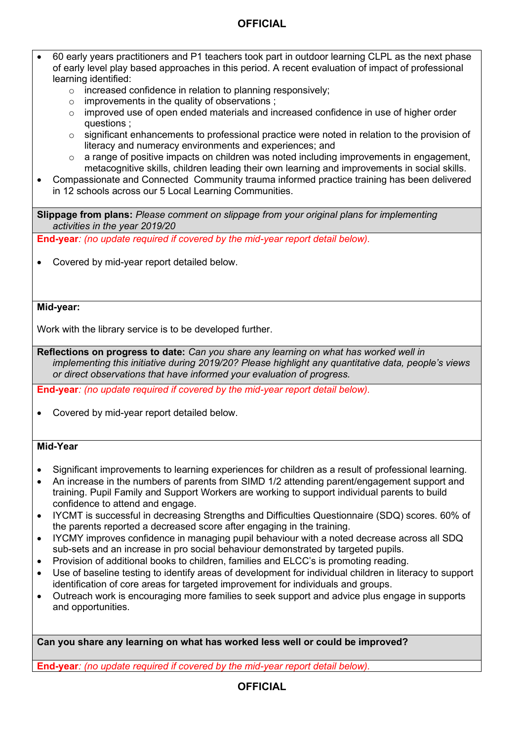- 60 early years practitioners and P1 teachers took part in outdoor learning CLPL as the next phase of early level play based approaches in this period. A recent evaluation of impact of professional learning identified:
    - increased confidence in relation to planning responsively;
    - improvements in the quality of observations ;
    - improved use of open ended materials and increased confidence in use of higher order questions ;
    - significant enhancements to professional practice were noted in relation to the provision of literacy and numeracy environments and experiences; and
    - a range of positive impacts on children was noted including improvements in engagement, metacognitive skills, children leading their own learning and improvements in social skills.
- Compassionate and Connected Community trauma informed practice training has been delivered in 12 schools across our 5 Local Learning Communities.

**Slippage from plans:** *Please comment on slippage from your original plans for implementing activities in the year 2019/20*

**End-year***: (no update required if covered by the mid-year report detail below).*

- Covered by mid-year report detailed below.

**Mid-year:**

Work with the library service is to be developed further.

**Reflections on progress to date:** *Can you share any learning on what has worked well in implementing this initiative during 2019/20? Please highlight any quantitative data, people's views or direct observations that have informed your evaluation of progress.*

**End-year***: (no update required if covered by the mid-year report detail below).*

- Covered by mid-year report detailed below.

**Mid-Year**

- Significant improvements to learning experiences for children as a result of professional learning.
- An increase in the numbers of parents from SIMD 1/2 attending parent/engagement support and training. Pupil Family and Support Workers are working to support individual parents to build confidence to attend and engage.
- IYCMT is successful in decreasing Strengths and Difficulties Questionnaire (SDQ) scores. 60% of the parents reported a decreased score after engaging in the training.
- IYCMY improves confidence in managing pupil behaviour with a noted decrease across all SDQ sub-sets and an increase in pro social behaviour demonstrated by targeted pupils.
- Provision of additional books to children, families and ELCC's is promoting reading.
- Use of baseline testing to identify areas of development for individual children in literacy to support identification of core areas for targeted improvement for individuals and groups.
- Outreach work is encouraging more families to seek support and advice plus engage in supports and opportunities.

**Can you share any learning on what has worked less well or could be improved?**

**End-year***: (no update required if covered by the mid-year report detail below).*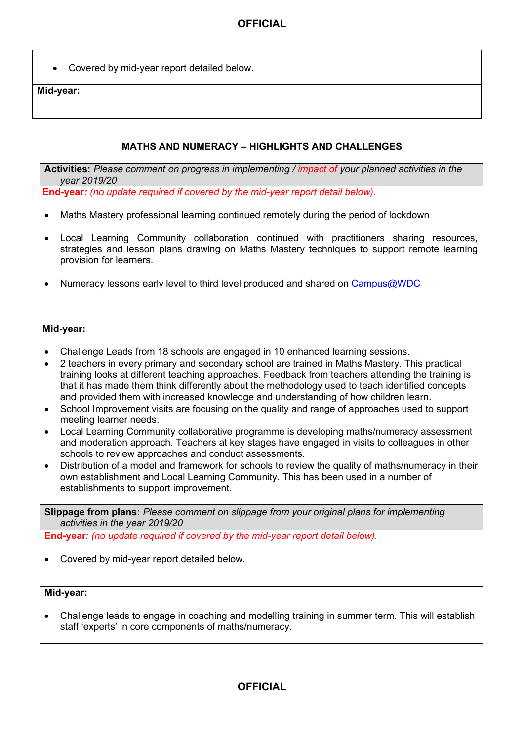- Covered by mid-year report detailed below.

**Mid-year:**

### MATHS AND NUMERACY – HIGHLIGHTS AND CHALLENGES

**Activities:** *Please comment on progress in implementing / impact of your planned activities in the year 2019/20*

**End-year***: (no update required if covered by the mid-year report detail below).*

- Maths Mastery professional learning continued remotely during the period of lockdown
- Local Learning Community collaboration continued with practitioners sharing resources, strategies and lesson plans drawing on Maths Mastery techniques to support remote learning provision for learners.
- Numeracy lessons early level to third level produced and shared on Campus@WDC

**Mid-year:**

- Challenge Leads from 18 schools are engaged in 10 enhanced learning sessions.
- 2 teachers in every primary and secondary school are trained in Maths Mastery. This practical training looks at different teaching approaches. Feedback from teachers attending the training is that it has made them think differently about the methodology used to teach identified concepts and provided them with increased knowledge and understanding of how children learn.
- School Improvement visits are focusing on the quality and range of approaches used to support meeting learner needs.
- Local Learning Community collaborative programme is developing maths/numeracy assessment and moderation approach. Teachers at key stages have engaged in visits to colleagues in other schools to review approaches and conduct assessments.
- Distribution of a model and framework for schools to review the quality of maths/numeracy in their own establishment and Local Learning Community. This has been used in a number of establishments to support improvement.

**Slippage from plans:** *Please comment on slippage from your original plans for implementing activities in the year 2019/20*

**End-year***: (no update required if covered by the mid-year report detail below).*

- Covered by mid-year report detailed below.

**Mid-year:**

- Challenge leads to engage in coaching and modelling training in summer term. This will establish staff 'experts' in core components of maths/numeracy.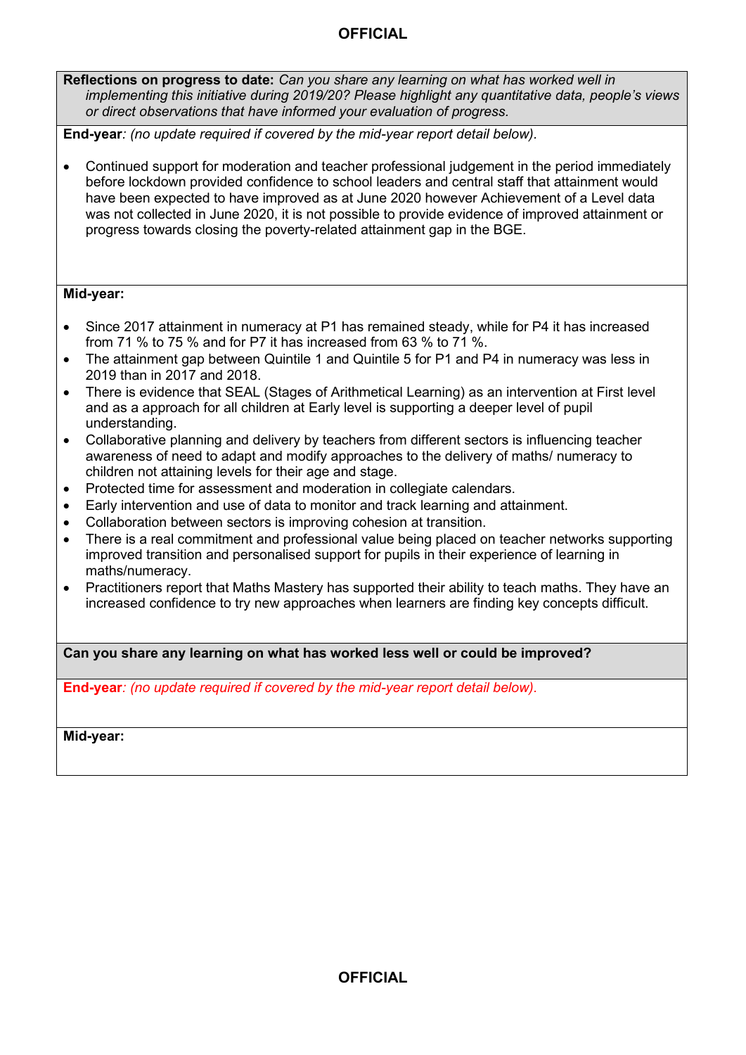**Reflections on progress to date:** *Can you share any learning on what has worked well in implementing this initiative during 2019/20? Please highlight any quantitative data, people's views or direct observations that have informed your evaluation of progress.*

**End-year***: (no update required if covered by the mid-year report detail below).*

- Continued support for moderation and teacher professional judgement in the period immediately before lockdown provided confidence to school leaders and central staff that attainment would have been expected to have improved as at June 2020 however Achievement of a Level data was not collected in June 2020, it is not possible to provide evidence of improved attainment or progress towards closing the poverty-related attainment gap in the BGE.

**Mid-year:**

- Since 2017 attainment in numeracy at P1 has remained steady, while for P4 it has increased from 71 % to 75 % and for P7 it has increased from 63 % to 71 %.
- The attainment gap between Quintile 1 and Quintile 5 for P1 and P4 in numeracy was less in 2019 than in 2017 and 2018.
- There is evidence that SEAL (Stages of Arithmetical Learning) as an intervention at First level and as a approach for all children at Early level is supporting a deeper level of pupil understanding.
- Collaborative planning and delivery by teachers from different sectors is influencing teacher awareness of need to adapt and modify approaches to the delivery of maths/ numeracy to children not attaining levels for their age and stage.
- Protected time for assessment and moderation in collegiate calendars.
- Early intervention and use of data to monitor and track learning and attainment.
- Collaboration between sectors is improving cohesion at transition.
- There is a real commitment and professional value being placed on teacher networks supporting improved transition and personalised support for pupils in their experience of learning in maths/numeracy.
- Practitioners report that Maths Mastery has supported their ability to teach maths. They have an increased confidence to try new approaches when learners are finding key concepts difficult.

**Can you share any learning on what has worked less well or could be improved?**

**End-year***: (no update required if covered by the mid-year report detail below).*

**Mid-year:**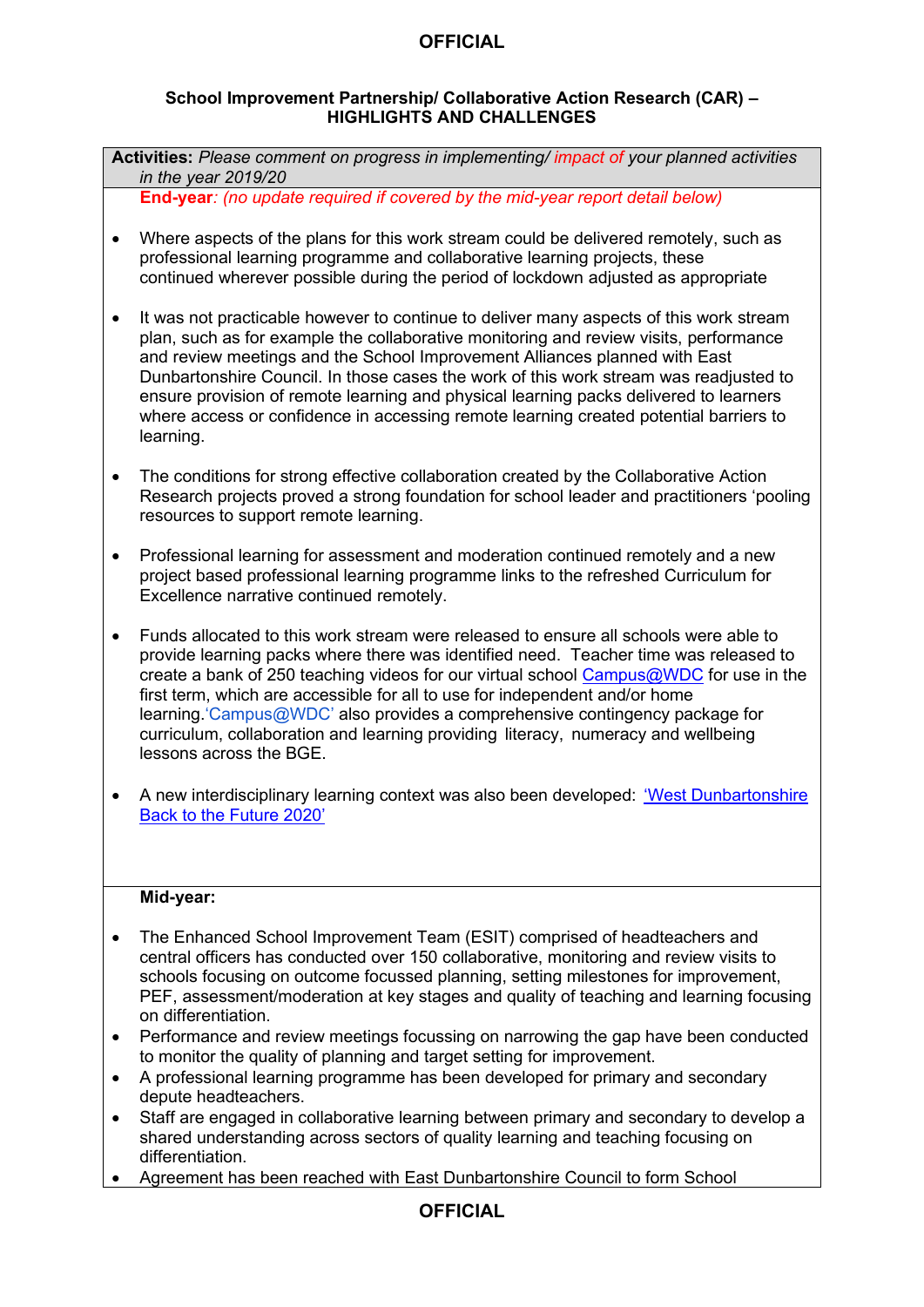**School Improvement Partnership/ Collaborative Action Research (CAR) – HIGHLIGHTS AND CHALLENGES**

**Activities:** *Please comment on progress in implementing/ impact of your planned activities in the year 2019/20*

**End-year***: (no update required if covered by the mid-year report detail below)*

- Where aspects of the plans for this work stream could be delivered remotely, such as professional learning programme and collaborative learning projects, these continued wherever possible during the period of lockdown adjusted as appropriate
- It was not practicable however to continue to deliver many aspects of this work stream plan, such as for example the collaborative monitoring and review visits, performance and review meetings and the School Improvement Alliances planned with East Dunbartonshire Council. In those cases the work of this work stream was readjusted to ensure provision of remote learning and physical learning packs delivered to learners where access or confidence in accessing remote learning created potential barriers to learning.
- The conditions for strong effective collaboration created by the Collaborative Action Research projects proved a strong foundation for school leader and practitioners 'pooling resources to support remote learning.
- Professional learning for assessment and moderation continued remotely and a new project based professional learning programme links to the refreshed Curriculum for Excellence narrative continued remotely.
- Funds allocated to this work stream were released to ensure all schools were able to provide learning packs where there was identified need. Teacher time was released to create a bank of 250 teaching videos for our virtual school Campus@WDC for use in the first term, which are accessible for all to use for independent and/or home learning.'Campus@WDC' also provides a comprehensive contingency package for curriculum, collaboration and learning providing literacy, numeracy and wellbeing lessons across the BGE.
- A new interdisciplinary learning context was also been developed: 'West Dunbartonshire Back to the Future 2020'

**Mid-year:**

- The Enhanced School Improvement Team (ESIT) comprised of headteachers and central officers has conducted over 150 collaborative, monitoring and review visits to schools focusing on outcome focussed planning, setting milestones for improvement, PEF, assessment/moderation at key stages and quality of teaching and learning focusing on differentiation.
- Performance and review meetings focussing on narrowing the gap have been conducted to monitor the quality of planning and target setting for improvement.
- A professional learning programme has been developed for primary and secondary depute headteachers.
- Staff are engaged in collaborative learning between primary and secondary to develop a shared understanding across sectors of quality learning and teaching focusing on differentiation.
- Agreement has been reached with East Dunbartonshire Council to form School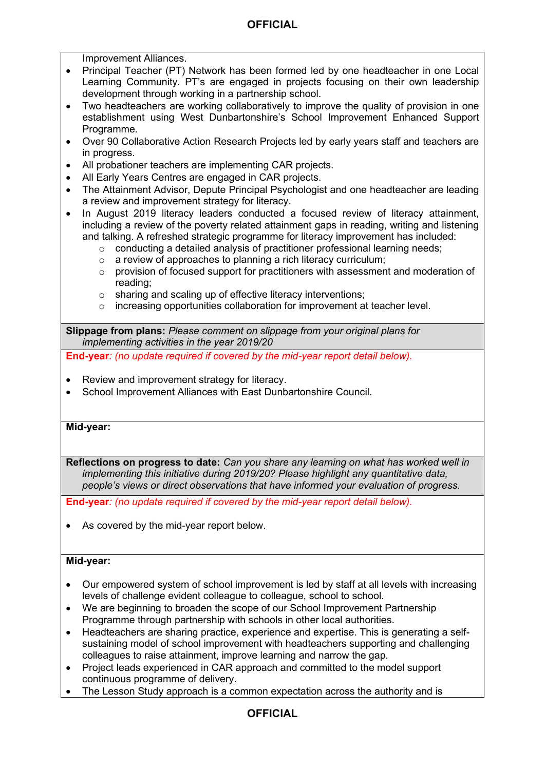Improvement Alliances.

- Principal Teacher (PT) Network has been formed led by one headteacher in one Local Learning Community. PT's are engaged in projects focusing on their own leadership development through working in a partnership school.
- Two headteachers are working collaboratively to improve the quality of provision in one establishment using West Dunbartonshire's School Improvement Enhanced Support Programme.
- Over 90 Collaborative Action Research Projects led by early years staff and teachers are in progress.
- All probationer teachers are implementing CAR projects.
- All Early Years Centres are engaged in CAR projects.
- The Attainment Advisor, Depute Principal Psychologist and one headteacher are leading a review and improvement strategy for literacy.
- In August 2019 literacy leaders conducted a focused review of literacy attainment, including a review of the poverty related attainment gaps in reading, writing and listening and talking. A refreshed strategic programme for literacy improvement has included:
    - conducting a detailed analysis of practitioner professional learning needs;
    - a review of approaches to planning a rich literacy curriculum;
    - provision of focused support for practitioners with assessment and moderation of reading;
    - sharing and scaling up of effective literacy interventions;
    - increasing opportunities collaboration for improvement at teacher level.

**Slippage from plans:** *Please comment on slippage from your original plans for implementing activities in the year 2019/20*

**End-year***: (no update required if covered by the mid-year report detail below).*

- Review and improvement strategy for literacy.
- School Improvement Alliances with East Dunbartonshire Council.

**Mid-year:**

**Reflections on progress to date:** *Can you share any learning on what has worked well in implementing this initiative during 2019/20? Please highlight any quantitative data, people's views or direct observations that have informed your evaluation of progress.*

**End-year***: (no update required if covered by the mid-year report detail below).*

- As covered by the mid-year report below.

**Mid-year:**

- Our empowered system of school improvement is led by staff at all levels with increasing levels of challenge evident colleague to colleague, school to school.
- We are beginning to broaden the scope of our School Improvement Partnership Programme through partnership with schools in other local authorities.
- Headteachers are sharing practice, experience and expertise. This is generating a self-sustaining model of school improvement with headteachers supporting and challenging colleagues to raise attainment, improve learning and narrow the gap.
- Project leads experienced in CAR approach and committed to the model support continuous programme of delivery.
- The Lesson Study approach is a common expectation across the authority and is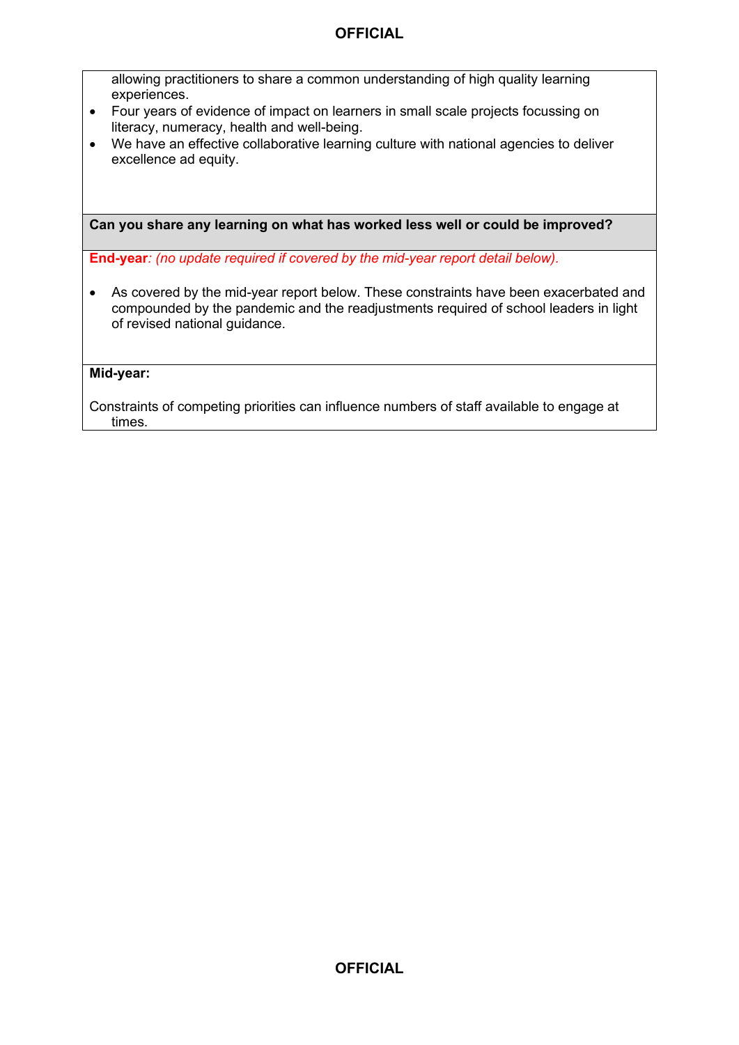allowing practitioners to share a common understanding of high quality learning experiences.

- Four years of evidence of impact on learners in small scale projects focussing on literacy, numeracy, health and well-being.
- We have an effective collaborative learning culture with national agencies to deliver excellence ad equity.

**Can you share any learning on what has worked less well or could be improved?**

**End-year***: (no update required if covered by the mid-year report detail below).*

- As covered by the mid-year report below. These constraints have been exacerbated and compounded by the pandemic and the readjustments required of school leaders in light of revised national guidance.

**Mid-year:**

Constraints of competing priorities can influence numbers of staff available to engage at times.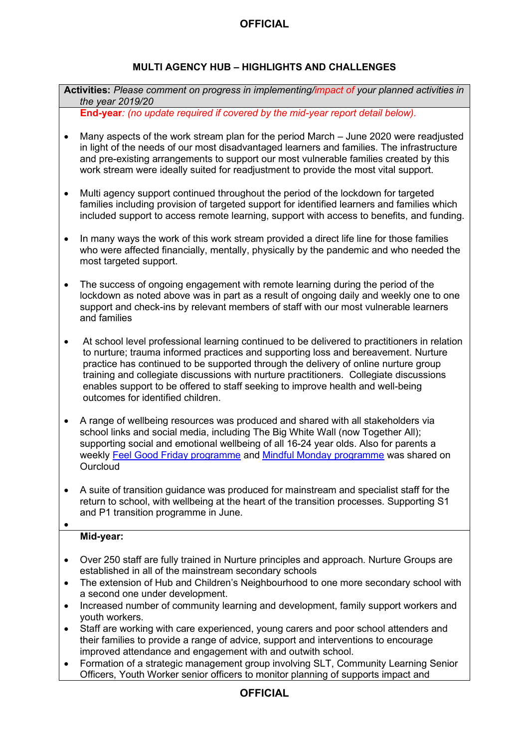## MULTI AGENCY HUB – HIGHLIGHTS AND CHALLENGES

**Activities:** *Please comment on progress in implementing/impact of your planned activities in the year 2019/20*

**End-year**: *(no update required if covered by the mid-year report detail below).*

- Many aspects of the work stream plan for the period March – June 2020 were readjusted in light of the needs of our most disadvantaged learners and families. The infrastructure and pre-existing arrangements to support our most vulnerable families created by this work stream were ideally suited for readjustment to provide the most vital support.

- Multi agency support continued throughout the period of the lockdown for targeted families including provision of targeted support for identified learners and families which included support to access remote learning, support with access to benefits, and funding.

- In many ways the work of this work stream provided a direct life line for those families who were affected financially, mentally, physically by the pandemic and who needed the most targeted support.

- The success of ongoing engagement with remote learning during the period of the lockdown as noted above was in part as a result of ongoing daily and weekly one to one support and check-ins by relevant members of staff with our most vulnerable learners and families

- At school level professional learning continued to be delivered to practitioners in relation to nurture; trauma informed practices and supporting loss and bereavement. Nurture practice has continued to be supported through the delivery of online nurture group training and collegiate discussions with nurture practitioners. Collegiate discussions enables support to be offered to staff seeking to improve health and well-being outcomes for identified children.

- A range of wellbeing resources was produced and shared with all stakeholders via school links and social media, including The Big White Wall (now Together All); supporting social and emotional wellbeing of all 16-24 year olds. Also for parents a weekly Feel Good Friday programme and Mindful Monday programme was shared on Ourcloud

- A suite of transition guidance was produced for mainstream and specialist staff for the return to school, with wellbeing at the heart of the transition processes. Supporting S1 and P1 transition programme in June.

**Mid-year:**

- Over 250 staff are fully trained in Nurture principles and approach. Nurture Groups are established in all of the mainstream secondary schools
- The extension of Hub and Children's Neighbourhood to one more secondary school with a second one under development.
- Increased number of community learning and development, family support workers and youth workers.
- Staff are working with care experienced, young carers and poor school attenders and their families to provide a range of advice, support and interventions to encourage improved attendance and engagement with and outwith school.
- Formation of a strategic management group involving SLT, Community Learning Senior Officers, Youth Worker senior officers to monitor planning of supports impact and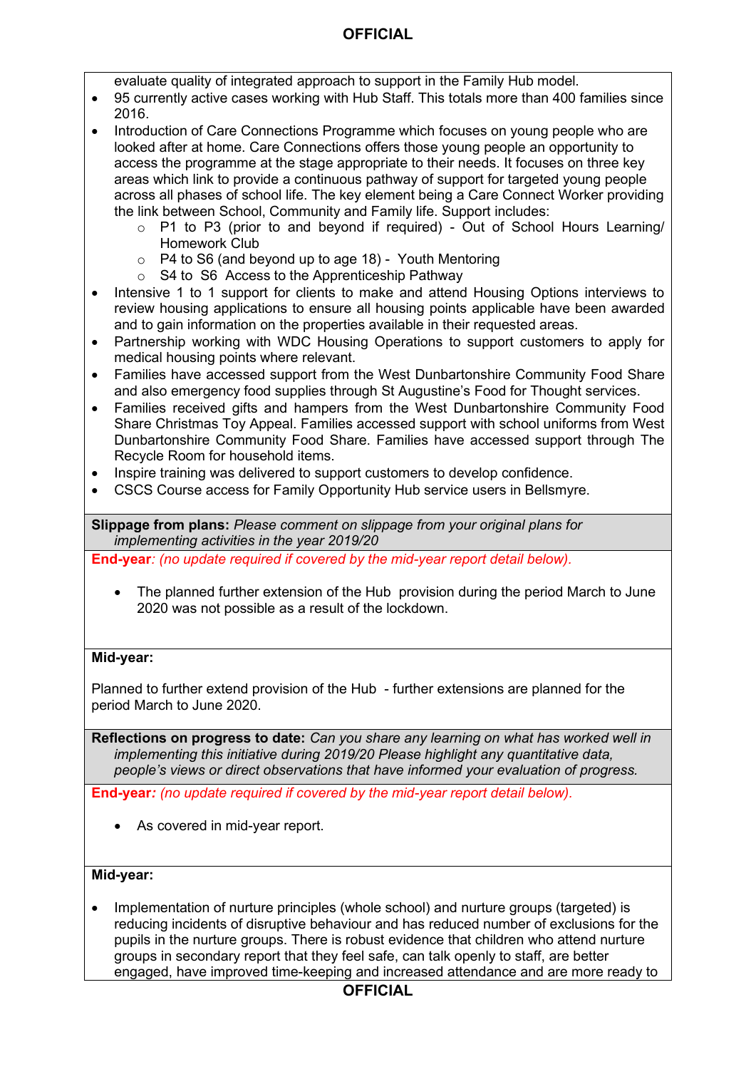evaluate quality of integrated approach to support in the Family Hub model.

- 95 currently active cases working with Hub Staff. This totals more than 400 families since 2016.
- Introduction of Care Connections Programme which focuses on young people who are looked after at home. Care Connections offers those young people an opportunity to access the programme at the stage appropriate to their needs. It focuses on three key areas which link to provide a continuous pathway of support for targeted young people across all phases of school life. The key element being a Care Connect Worker providing the link between School, Community and Family life. Support includes:
  - P1 to P3 (prior to and beyond if required) - Out of School Hours Learning/ Homework Club
  - P4 to S6 (and beyond up to age 18) - Youth Mentoring
  - S4 to S6 Access to the Apprenticeship Pathway
- Intensive 1 to 1 support for clients to make and attend Housing Options interviews to review housing applications to ensure all housing points applicable have been awarded and to gain information on the properties available in their requested areas.
- Partnership working with WDC Housing Operations to support customers to apply for medical housing points where relevant.
- Families have accessed support from the West Dunbartonshire Community Food Share and also emergency food supplies through St Augustine's Food for Thought services.
- Families received gifts and hampers from the West Dunbartonshire Community Food Share Christmas Toy Appeal. Families accessed support with school uniforms from West Dunbartonshire Community Food Share. Families have accessed support through The Recycle Room for household items.
- Inspire training was delivered to support customers to develop confidence.
- CSCS Course access for Family Opportunity Hub service users in Bellsmyre.

**Slippage from plans:** *Please comment on slippage from your original plans for implementing activities in the year 2019/20*

**End-year***: (no update required if covered by the mid-year report detail below).*

- The planned further extension of the Hub provision during the period March to June 2020 was not possible as a result of the lockdown.

**Mid-year:**

Planned to further extend provision of the Hub - further extensions are planned for the period March to June 2020.

**Reflections on progress to date:** *Can you share any learning on what has worked well in implementing this initiative during 2019/20 Please highlight any quantitative data, people's views or direct observations that have informed your evaluation of progress.*

**End-year***: (no update required if covered by the mid-year report detail below).*

- As covered in mid-year report.

**Mid-year:**

- Implementation of nurture principles (whole school) and nurture groups (targeted) is reducing incidents of disruptive behaviour and has reduced number of exclusions for the pupils in the nurture groups. There is robust evidence that children who attend nurture groups in secondary report that they feel safe, can talk openly to staff, are better engaged, have improved time-keeping and increased attendance and are more ready to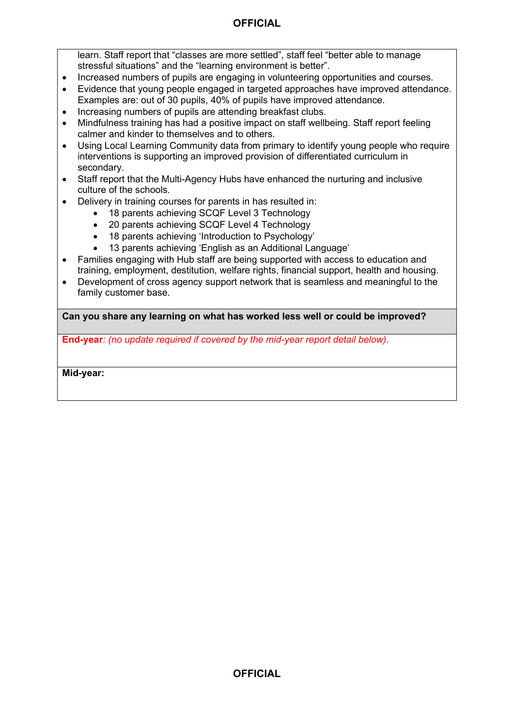learn. Staff report that "classes are more settled", staff feel "better able to manage stressful situations" and the "learning environment is better".

- Increased numbers of pupils are engaging in volunteering opportunities and courses.
- Evidence that young people engaged in targeted approaches have improved attendance. Examples are: out of 30 pupils, 40% of pupils have improved attendance.
- Increasing numbers of pupils are attending breakfast clubs.
- Mindfulness training has had a positive impact on staff wellbeing. Staff report feeling calmer and kinder to themselves and to others.
- Using Local Learning Community data from primary to identify young people who require interventions is supporting an improved provision of differentiated curriculum in secondary.
- Staff report that the Multi-Agency Hubs have enhanced the nurturing and inclusive culture of the schools.
- Delivery in training courses for parents in has resulted in:
    - 18 parents achieving SCQF Level 3 Technology
    - 20 parents achieving SCQF Level 4 Technology
    - 18 parents achieving 'Introduction to Psychology'
    - 13 parents achieving 'English as an Additional Language'
- Families engaging with Hub staff are being supported with access to education and training, employment, destitution, welfare rights, financial support, health and housing.
- Development of cross agency support network that is seamless and meaningful to the family customer base.

**Can you share any learning on what has worked less well or could be improved?**

**End-year**: *(no update required if covered by the mid-year report detail below).*

**Mid-year:**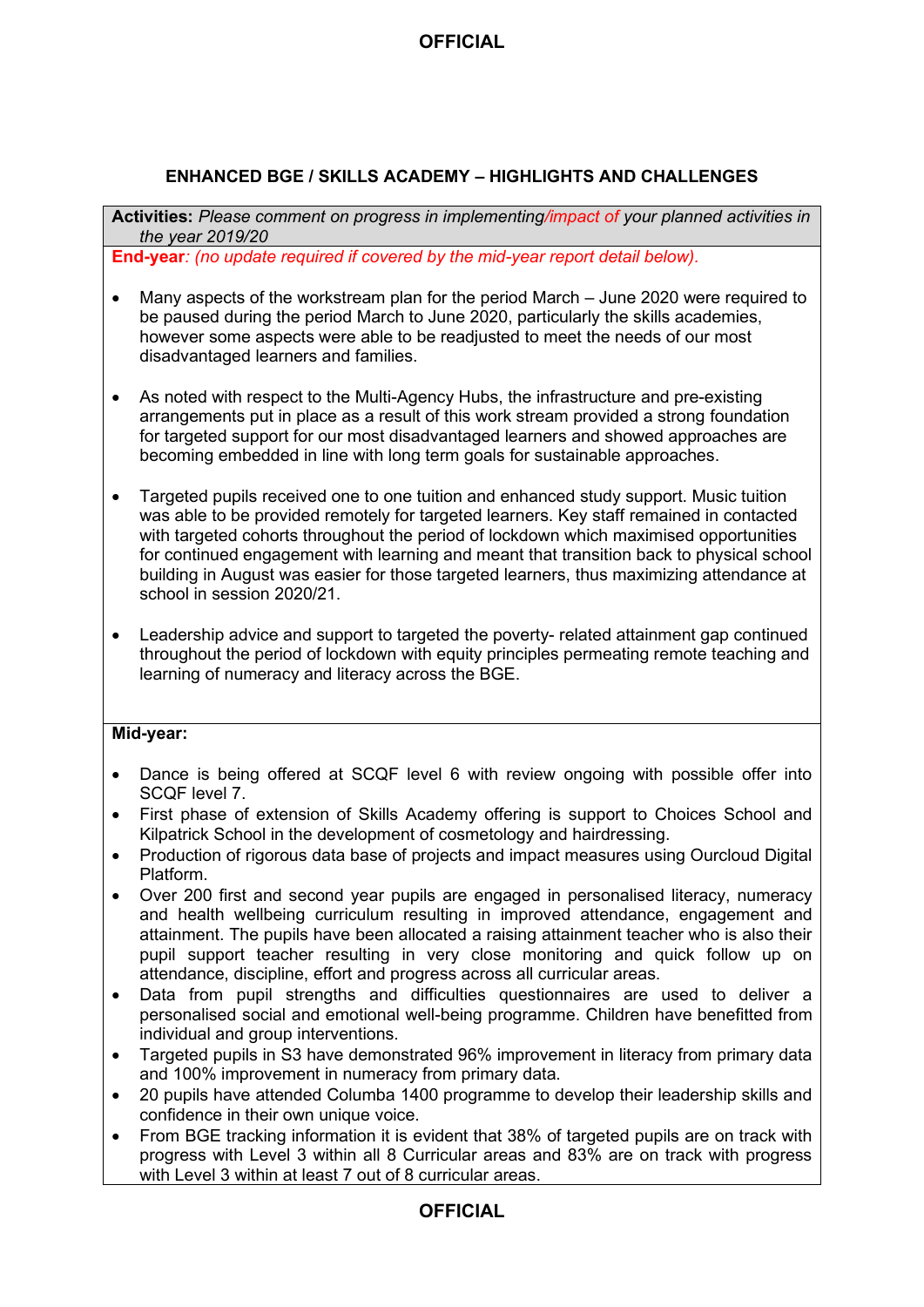## ENHANCED BGE / SKILLS ACADEMY – HIGHLIGHTS AND CHALLENGES

**Activities:** *Please comment on progress in implementing/impact of your planned activities in the year 2019/20*

**End-year***: (no update required if covered by the mid-year report detail below).*

- Many aspects of the workstream plan for the period March – June 2020 were required to be paused during the period March to June 2020, particularly the skills academies, however some aspects were able to be readjusted to meet the needs of our most disadvantaged learners and families.

- As noted with respect to the Multi-Agency Hubs, the infrastructure and pre-existing arrangements put in place as a result of this work stream provided a strong foundation for targeted support for our most disadvantaged learners and showed approaches are becoming embedded in line with long term goals for sustainable approaches.

- Targeted pupils received one to one tuition and enhanced study support. Music tuition was able to be provided remotely for targeted learners. Key staff remained in contacted with targeted cohorts throughout the period of lockdown which maximised opportunities for continued engagement with learning and meant that transition back to physical school building in August was easier for those targeted learners, thus maximizing attendance at school in session 2020/21.

- Leadership advice and support to targeted the poverty- related attainment gap continued throughout the period of lockdown with equity principles permeating remote teaching and learning of numeracy and literacy across the BGE.

**Mid-year:**

- Dance is being offered at SCQF level 6 with review ongoing with possible offer into SCQF level 7.
- First phase of extension of Skills Academy offering is support to Choices School and Kilpatrick School in the development of cosmetology and hairdressing.
- Production of rigorous data base of projects and impact measures using Ourcloud Digital Platform.
- Over 200 first and second year pupils are engaged in personalised literacy, numeracy and health wellbeing curriculum resulting in improved attendance, engagement and attainment. The pupils have been allocated a raising attainment teacher who is also their pupil support teacher resulting in very close monitoring and quick follow up on attendance, discipline, effort and progress across all curricular areas.
- Data from pupil strengths and difficulties questionnaires are used to deliver a personalised social and emotional well-being programme. Children have benefitted from individual and group interventions.
- Targeted pupils in S3 have demonstrated 96% improvement in literacy from primary data and 100% improvement in numeracy from primary data.
- 20 pupils have attended Columba 1400 programme to develop their leadership skills and confidence in their own unique voice.
- From BGE tracking information it is evident that 38% of targeted pupils are on track with progress with Level 3 within all 8 Curricular areas and 83% are on track with progress with Level 3 within at least 7 out of 8 curricular areas.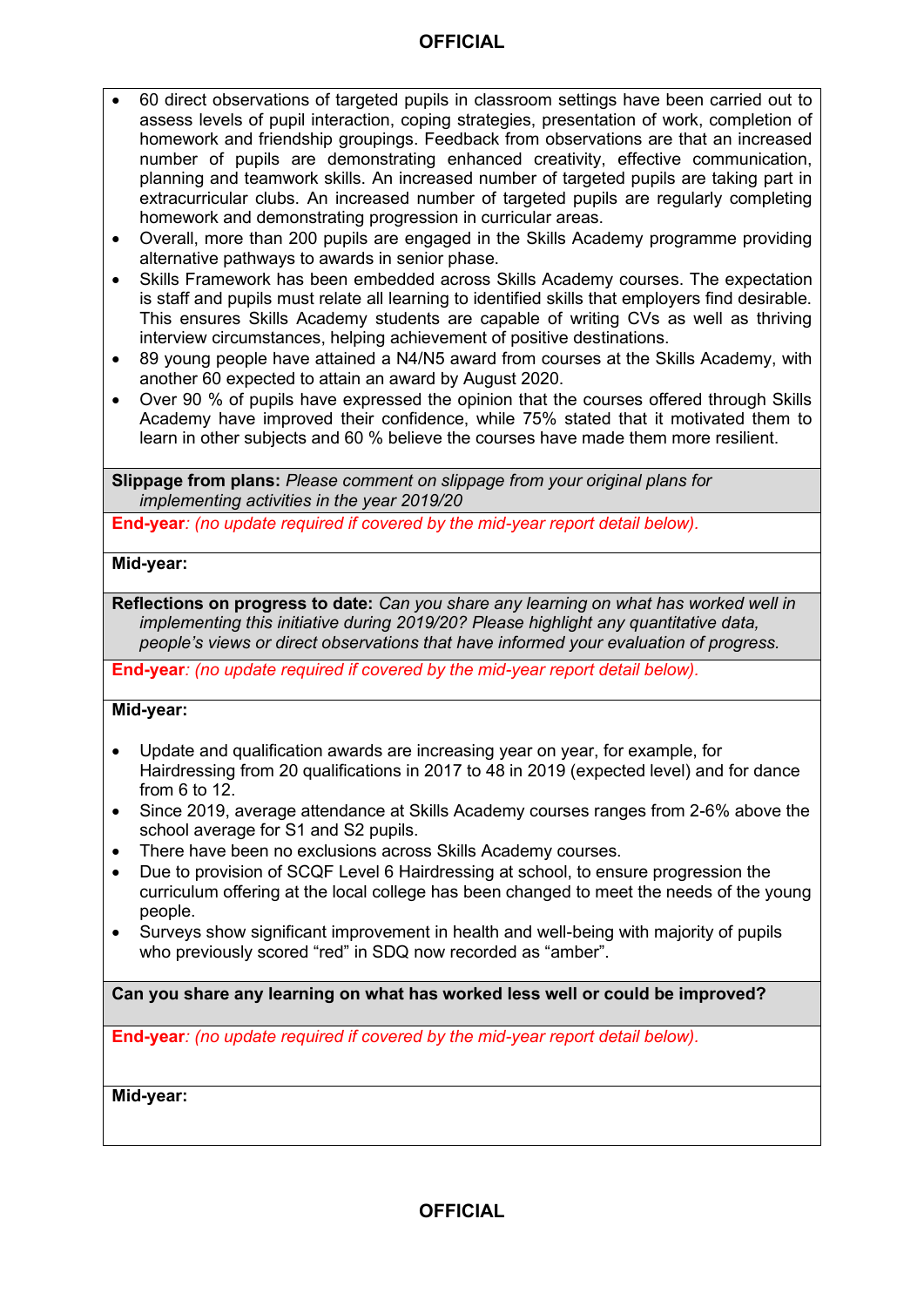- 60 direct observations of targeted pupils in classroom settings have been carried out to assess levels of pupil interaction, coping strategies, presentation of work, completion of homework and friendship groupings. Feedback from observations are that an increased number of pupils are demonstrating enhanced creativity, effective communication, planning and teamwork skills. An increased number of targeted pupils are taking part in extracurricular clubs. An increased number of targeted pupils are regularly completing homework and demonstrating progression in curricular areas.
- Overall, more than 200 pupils are engaged in the Skills Academy programme providing alternative pathways to awards in senior phase.
- Skills Framework has been embedded across Skills Academy courses. The expectation is staff and pupils must relate all learning to identified skills that employers find desirable. This ensures Skills Academy students are capable of writing CVs as well as thriving interview circumstances, helping achievement of positive destinations.
- 89 young people have attained a N4/N5 award from courses at the Skills Academy, with another 60 expected to attain an award by August 2020.
- Over 90 % of pupils have expressed the opinion that the courses offered through Skills Academy have improved their confidence, while 75% stated that it motivated them to learn in other subjects and 60 % believe the courses have made them more resilient.

**Slippage from plans:** *Please comment on slippage from your original plans for implementing activities in the year 2019/20*

**End-year**: *(no update required if covered by the mid-year report detail below).*

**Mid-year:**

**Reflections on progress to date:** *Can you share any learning on what has worked well in implementing this initiative during 2019/20? Please highlight any quantitative data, people's views or direct observations that have informed your evaluation of progress.*

**End-year**: *(no update required if covered by the mid-year report detail below).*

**Mid-year:**

- Update and qualification awards are increasing year on year, for example, for Hairdressing from 20 qualifications in 2017 to 48 in 2019 (expected level) and for dance from 6 to 12.
- Since 2019, average attendance at Skills Academy courses ranges from 2-6% above the school average for S1 and S2 pupils.
- There have been no exclusions across Skills Academy courses.
- Due to provision of SCQF Level 6 Hairdressing at school, to ensure progression the curriculum offering at the local college has been changed to meet the needs of the young people.
- Surveys show significant improvement in health and well-being with majority of pupils who previously scored "red" in SDQ now recorded as "amber".

**Can you share any learning on what has worked less well or could be improved?**

**End-year**: *(no update required if covered by the mid-year report detail below).*

**Mid-year:**